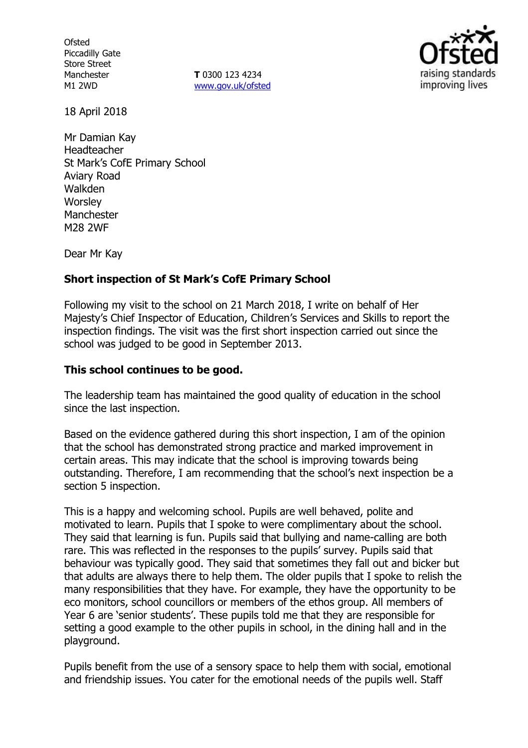Ofsted
Piccadilly Gate
Store Street
Manchester
M1 2WD

**T** 0300 123 4234
www.gov.uk/ofsted

18 April 2018

Mr Damian Kay
Headteacher
St Mark's CofE Primary School
Aviary Road
Walkden
Worsley
Manchester
M28 2WF

Dear Mr Kay

**Short inspection of St Mark's CofE Primary School**

Following my visit to the school on 21 March 2018, I write on behalf of Her Majesty's Chief Inspector of Education, Children's Services and Skills to report the inspection findings. The visit was the first short inspection carried out since the school was judged to be good in September 2013.

**This school continues to be good.**

The leadership team has maintained the good quality of education in the school since the last inspection.

Based on the evidence gathered during this short inspection, I am of the opinion that the school has demonstrated strong practice and marked improvement in certain areas. This may indicate that the school is improving towards being outstanding. Therefore, I am recommending that the school's next inspection be a section 5 inspection.

This is a happy and welcoming school. Pupils are well behaved, polite and motivated to learn. Pupils that I spoke to were complimentary about the school. They said that learning is fun. Pupils said that bullying and name-calling are both rare. This was reflected in the responses to the pupils' survey. Pupils said that behaviour was typically good. They said that sometimes they fall out and bicker but that adults are always there to help them. The older pupils that I spoke to relish the many responsibilities that they have. For example, they have the opportunity to be eco monitors, school councillors or members of the ethos group. All members of Year 6 are 'senior students'. These pupils told me that they are responsible for setting a good example to the other pupils in school, in the dining hall and in the playground.

Pupils benefit from the use of a sensory space to help them with social, emotional and friendship issues. You cater for the emotional needs of the pupils well. Staff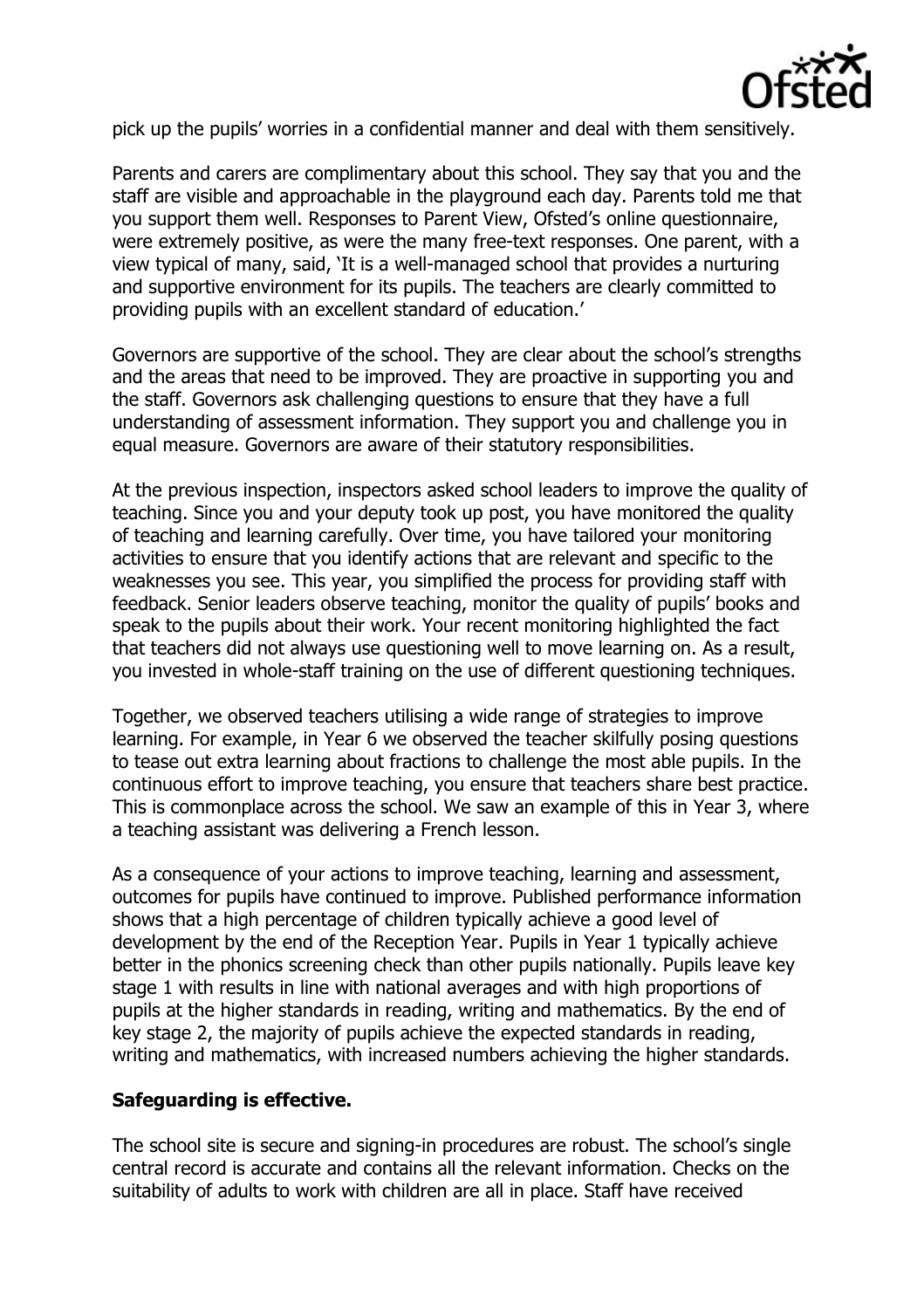pick up the pupils' worries in a confidential manner and deal with them sensitively.

Parents and carers are complimentary about this school. They say that you and the staff are visible and approachable in the playground each day. Parents told me that you support them well. Responses to Parent View, Ofsted's online questionnaire, were extremely positive, as were the many free-text responses. One parent, with a view typical of many, said, 'It is a well-managed school that provides a nurturing and supportive environment for its pupils. The teachers are clearly committed to providing pupils with an excellent standard of education.'

Governors are supportive of the school. They are clear about the school's strengths and the areas that need to be improved. They are proactive in supporting you and the staff. Governors ask challenging questions to ensure that they have a full understanding of assessment information. They support you and challenge you in equal measure. Governors are aware of their statutory responsibilities.

At the previous inspection, inspectors asked school leaders to improve the quality of teaching. Since you and your deputy took up post, you have monitored the quality of teaching and learning carefully. Over time, you have tailored your monitoring activities to ensure that you identify actions that are relevant and specific to the weaknesses you see. This year, you simplified the process for providing staff with feedback. Senior leaders observe teaching, monitor the quality of pupils' books and speak to the pupils about their work. Your recent monitoring highlighted the fact that teachers did not always use questioning well to move learning on. As a result, you invested in whole-staff training on the use of different questioning techniques.

Together, we observed teachers utilising a wide range of strategies to improve learning. For example, in Year 6 we observed the teacher skilfully posing questions to tease out extra learning about fractions to challenge the most able pupils. In the continuous effort to improve teaching, you ensure that teachers share best practice. This is commonplace across the school. We saw an example of this in Year 3, where a teaching assistant was delivering a French lesson.

As a consequence of your actions to improve teaching, learning and assessment, outcomes for pupils have continued to improve. Published performance information shows that a high percentage of children typically achieve a good level of development by the end of the Reception Year. Pupils in Year 1 typically achieve better in the phonics screening check than other pupils nationally. Pupils leave key stage 1 with results in line with national averages and with high proportions of pupils at the higher standards in reading, writing and mathematics. By the end of key stage 2, the majority of pupils achieve the expected standards in reading, writing and mathematics, with increased numbers achieving the higher standards.

**Safeguarding is effective.**

The school site is secure and signing-in procedures are robust. The school's single central record is accurate and contains all the relevant information. Checks on the suitability of adults to work with children are all in place. Staff have received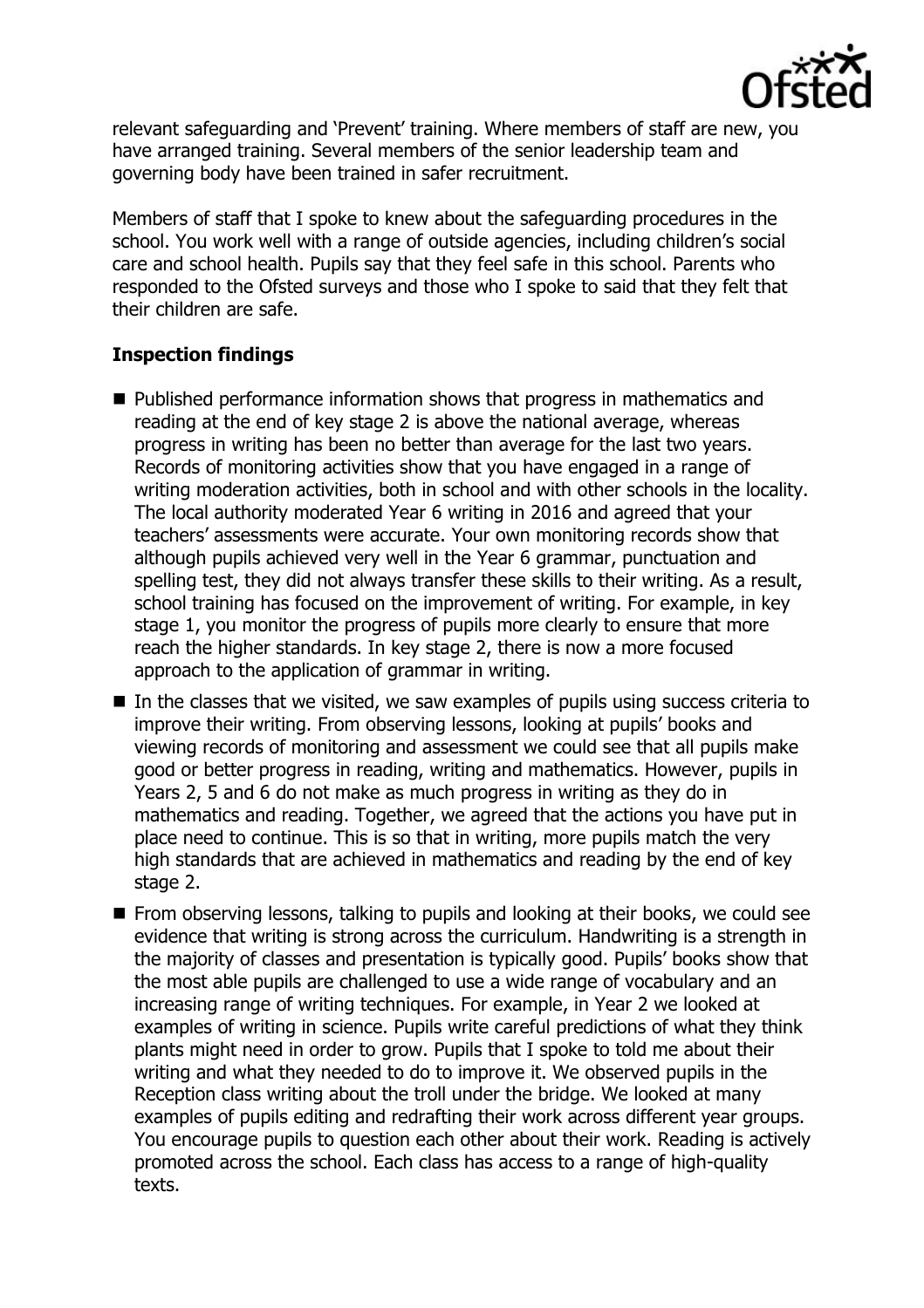relevant safeguarding and 'Prevent' training. Where members of staff are new, you have arranged training. Several members of the senior leadership team and governing body have been trained in safer recruitment.

Members of staff that I spoke to knew about the safeguarding procedures in the school. You work well with a range of outside agencies, including children's social care and school health. Pupils say that they feel safe in this school. Parents who responded to the Ofsted surveys and those who I spoke to said that they felt that their children are safe.

**Inspection findings**

- Published performance information shows that progress in mathematics and reading at the end of key stage 2 is above the national average, whereas progress in writing has been no better than average for the last two years. Records of monitoring activities show that you have engaged in a range of writing moderation activities, both in school and with other schools in the locality. The local authority moderated Year 6 writing in 2016 and agreed that your teachers' assessments were accurate. Your own monitoring records show that although pupils achieved very well in the Year 6 grammar, punctuation and spelling test, they did not always transfer these skills to their writing. As a result, school training has focused on the improvement of writing. For example, in key stage 1, you monitor the progress of pupils more clearly to ensure that more reach the higher standards. In key stage 2, there is now a more focused approach to the application of grammar in writing.
- In the classes that we visited, we saw examples of pupils using success criteria to improve their writing. From observing lessons, looking at pupils' books and viewing records of monitoring and assessment we could see that all pupils make good or better progress in reading, writing and mathematics. However, pupils in Years 2, 5 and 6 do not make as much progress in writing as they do in mathematics and reading. Together, we agreed that the actions you have put in place need to continue. This is so that in writing, more pupils match the very high standards that are achieved in mathematics and reading by the end of key stage 2.
- From observing lessons, talking to pupils and looking at their books, we could see evidence that writing is strong across the curriculum. Handwriting is a strength in the majority of classes and presentation is typically good. Pupils' books show that the most able pupils are challenged to use a wide range of vocabulary and an increasing range of writing techniques. For example, in Year 2 we looked at examples of writing in science. Pupils write careful predictions of what they think plants might need in order to grow. Pupils that I spoke to told me about their writing and what they needed to do to improve it. We observed pupils in the Reception class writing about the troll under the bridge. We looked at many examples of pupils editing and redrafting their work across different year groups. You encourage pupils to question each other about their work. Reading is actively promoted across the school. Each class has access to a range of high-quality texts.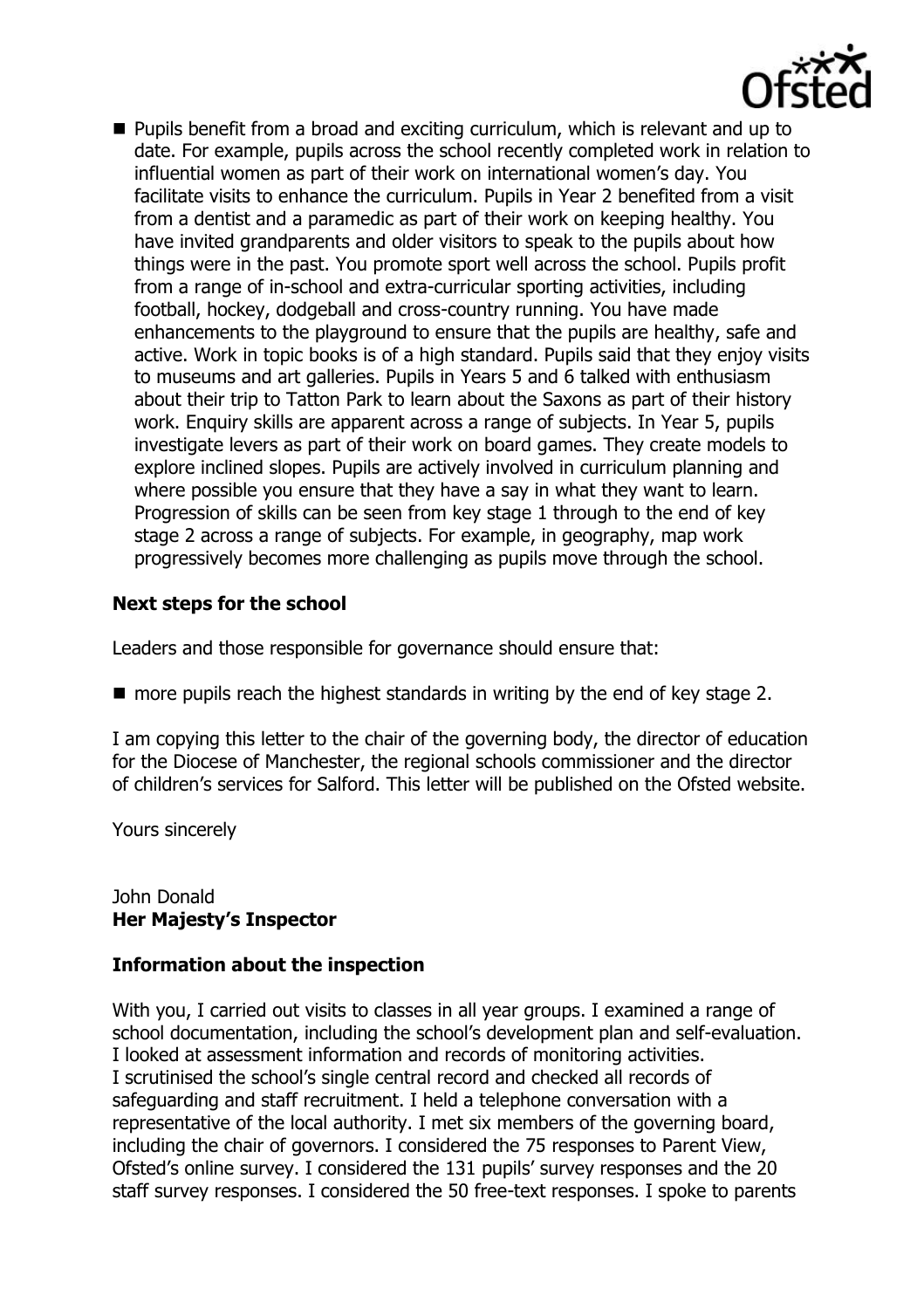- Pupils benefit from a broad and exciting curriculum, which is relevant and up to date. For example, pupils across the school recently completed work in relation to influential women as part of their work on international women's day. You facilitate visits to enhance the curriculum. Pupils in Year 2 benefited from a visit from a dentist and a paramedic as part of their work on keeping healthy. You have invited grandparents and older visitors to speak to the pupils about how things were in the past. You promote sport well across the school. Pupils profit from a range of in-school and extra-curricular sporting activities, including football, hockey, dodgeball and cross-country running. You have made enhancements to the playground to ensure that the pupils are healthy, safe and active. Work in topic books is of a high standard. Pupils said that they enjoy visits to museums and art galleries. Pupils in Years 5 and 6 talked with enthusiasm about their trip to Tatton Park to learn about the Saxons as part of their history work. Enquiry skills are apparent across a range of subjects. In Year 5, pupils investigate levers as part of their work on board games. They create models to explore inclined slopes. Pupils are actively involved in curriculum planning and where possible you ensure that they have a say in what they want to learn. Progression of skills can be seen from key stage 1 through to the end of key stage 2 across a range of subjects. For example, in geography, map work progressively becomes more challenging as pupils move through the school.

**Next steps for the school**

Leaders and those responsible for governance should ensure that:

- more pupils reach the highest standards in writing by the end of key stage 2.

I am copying this letter to the chair of the governing body, the director of education for the Diocese of Manchester, the regional schools commissioner and the director of children's services for Salford. This letter will be published on the Ofsted website.

Yours sincerely

John Donald
**Her Majesty's Inspector**

**Information about the inspection**

With you, I carried out visits to classes in all year groups. I examined a range of school documentation, including the school's development plan and self-evaluation. I looked at assessment information and records of monitoring activities. I scrutinised the school's single central record and checked all records of safeguarding and staff recruitment. I held a telephone conversation with a representative of the local authority. I met six members of the governing board, including the chair of governors. I considered the 75 responses to Parent View, Ofsted's online survey. I considered the 131 pupils' survey responses and the 20 staff survey responses. I considered the 50 free-text responses. I spoke to parents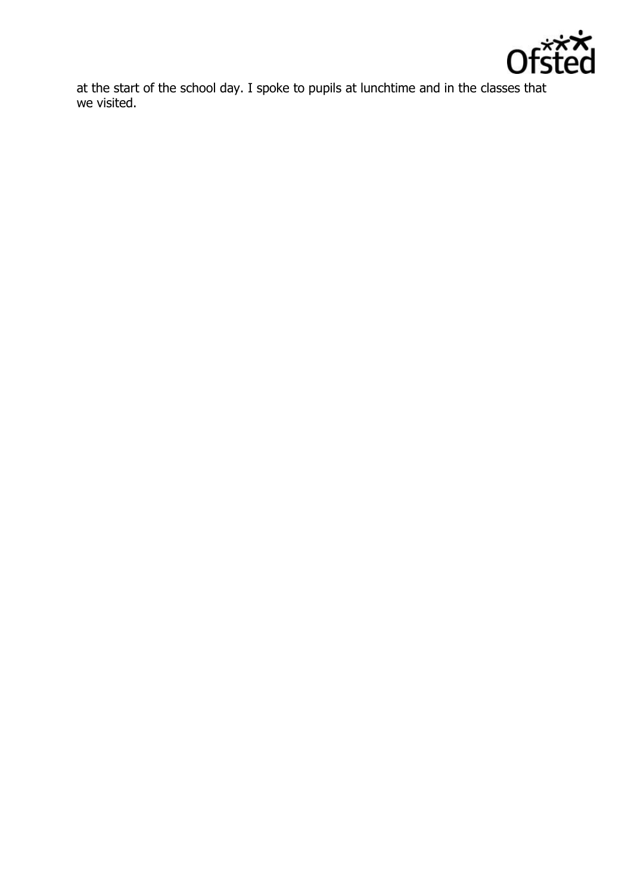at the start of the school day. I spoke to pupils at lunchtime and in the classes that we visited.